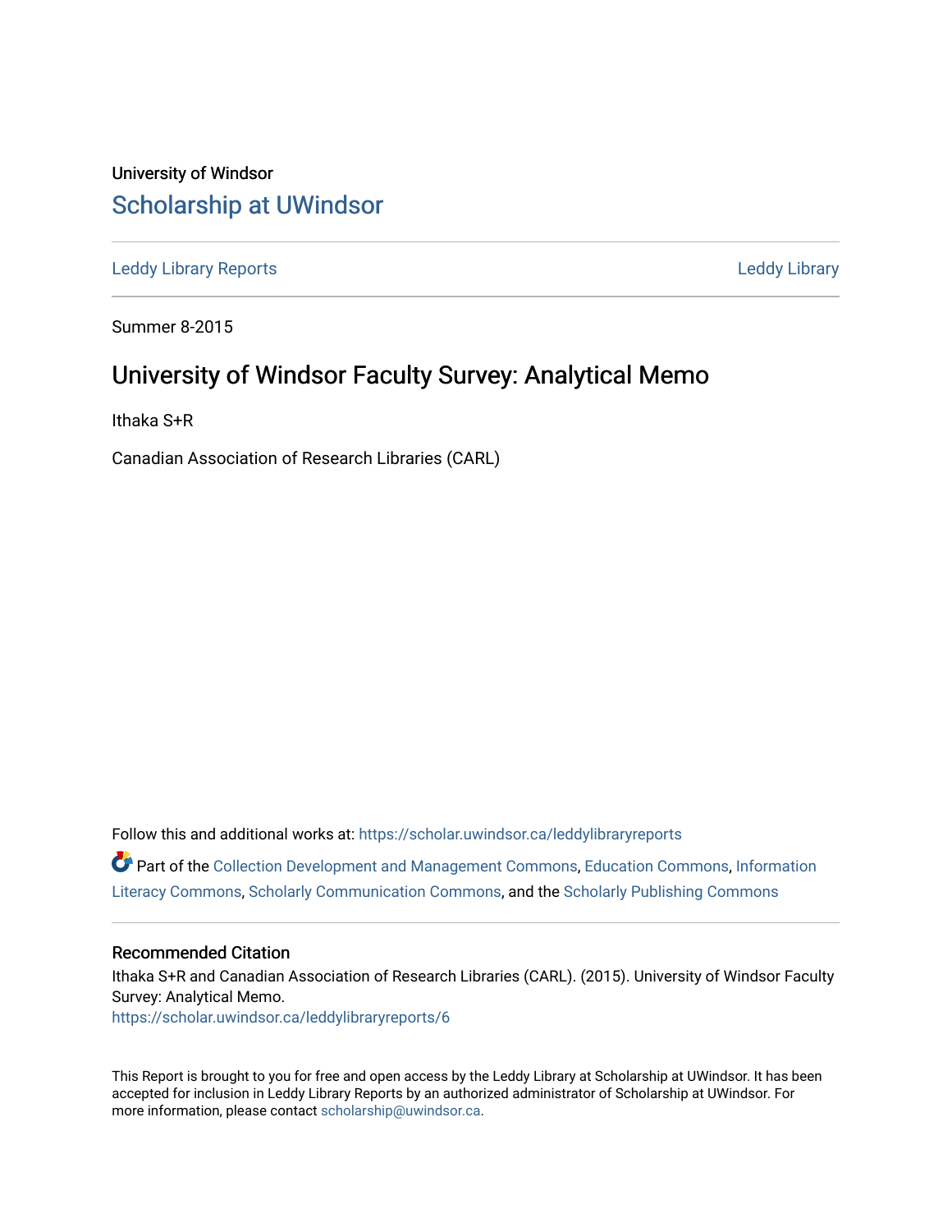University of Windsor

# Scholarship at UWindsor

Leddy Library Reports

Leddy Library

Summer 8-2015

## University of Windsor Faculty Survey: Analytical Memo

Ithaka S+R

Canadian Association of Research Libraries (CARL)

Follow this and additional works at: https://scholar.uwindsor.ca/leddylibraryreports

Part of the Collection Development and Management Commons, Education Commons, Information Literacy Commons, Scholarly Communication Commons, and the Scholarly Publishing Commons

### Recommended Citation

Ithaka S+R and Canadian Association of Research Libraries (CARL). (2015). University of Windsor Faculty Survey: Analytical Memo.
https://scholar.uwindsor.ca/leddylibraryreports/6

This Report is brought to you for free and open access by the Leddy Library at Scholarship at UWindsor. It has been accepted for inclusion in Leddy Library Reports by an authorized administrator of Scholarship at UWindsor. For more information, please contact scholarship@uwindsor.ca.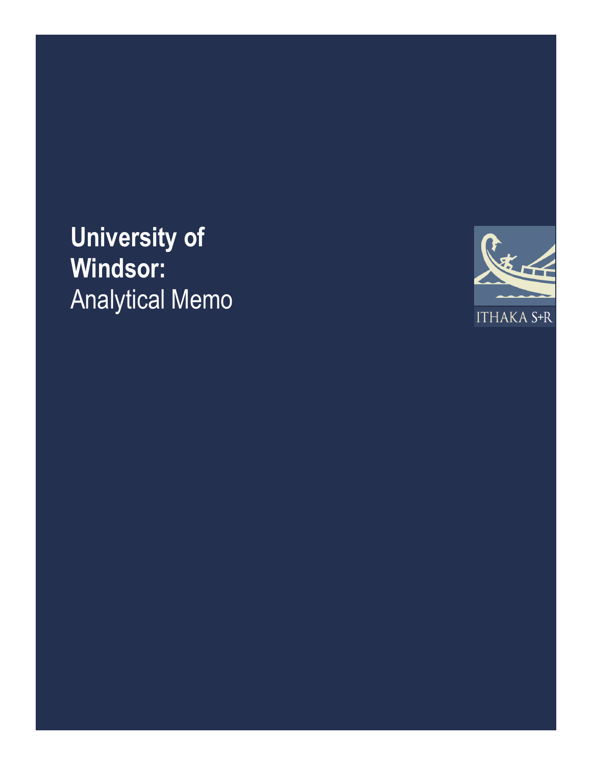# University of Windsor: Analytical Memo

ITHAKA S+R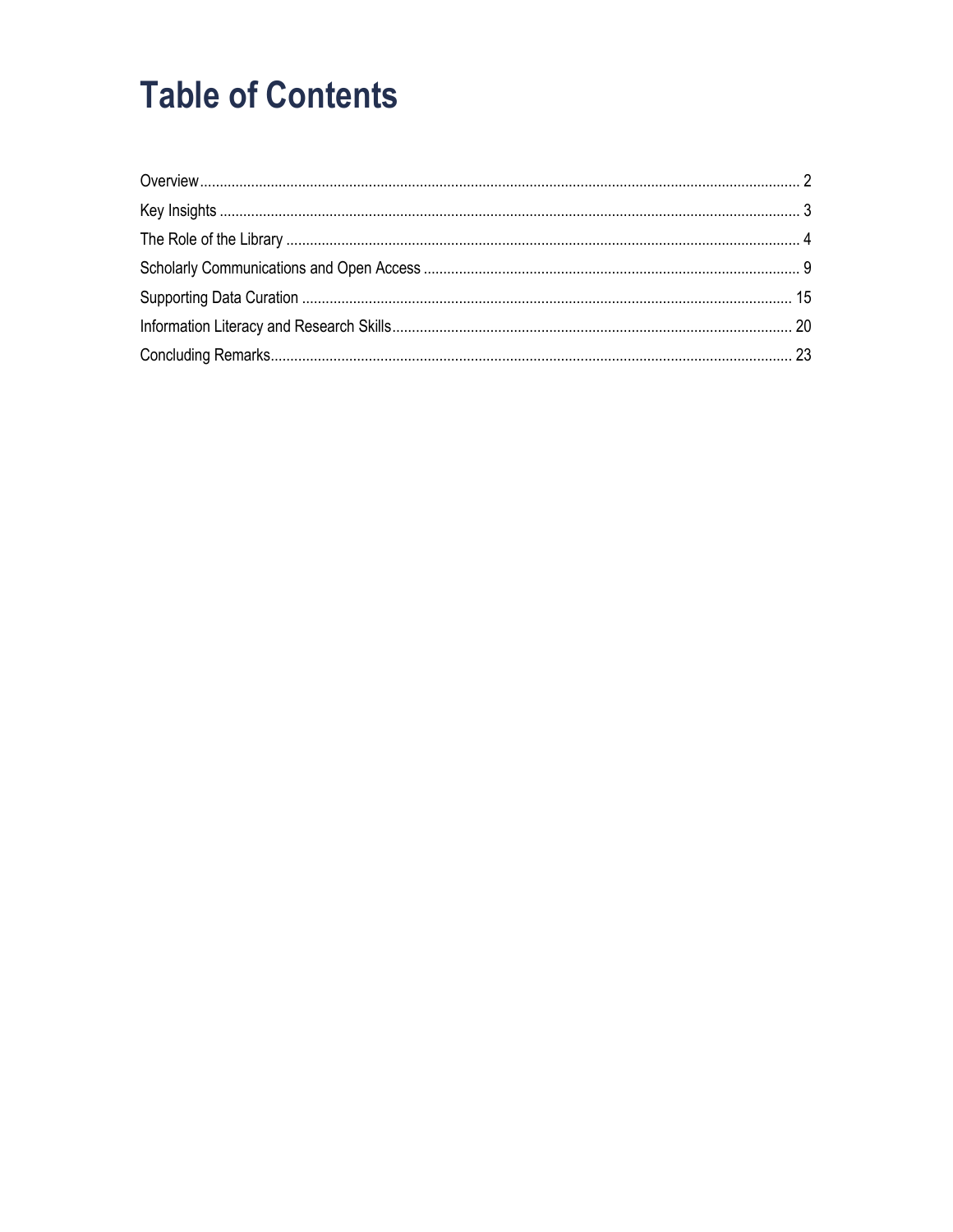# Table of Contents

Overview........................................................................................................................................... 2
Key Insights ...................................................................................................................................... 3
The Role of the Library ..................................................................................................................... 4
Scholarly Communications and Open Access ................................................................................... 9
Supporting Data Curation ............................................................................................................... 15
Information Literacy and Research Skills......................................................................................... 20
Concluding Remarks....................................................................................................................... 23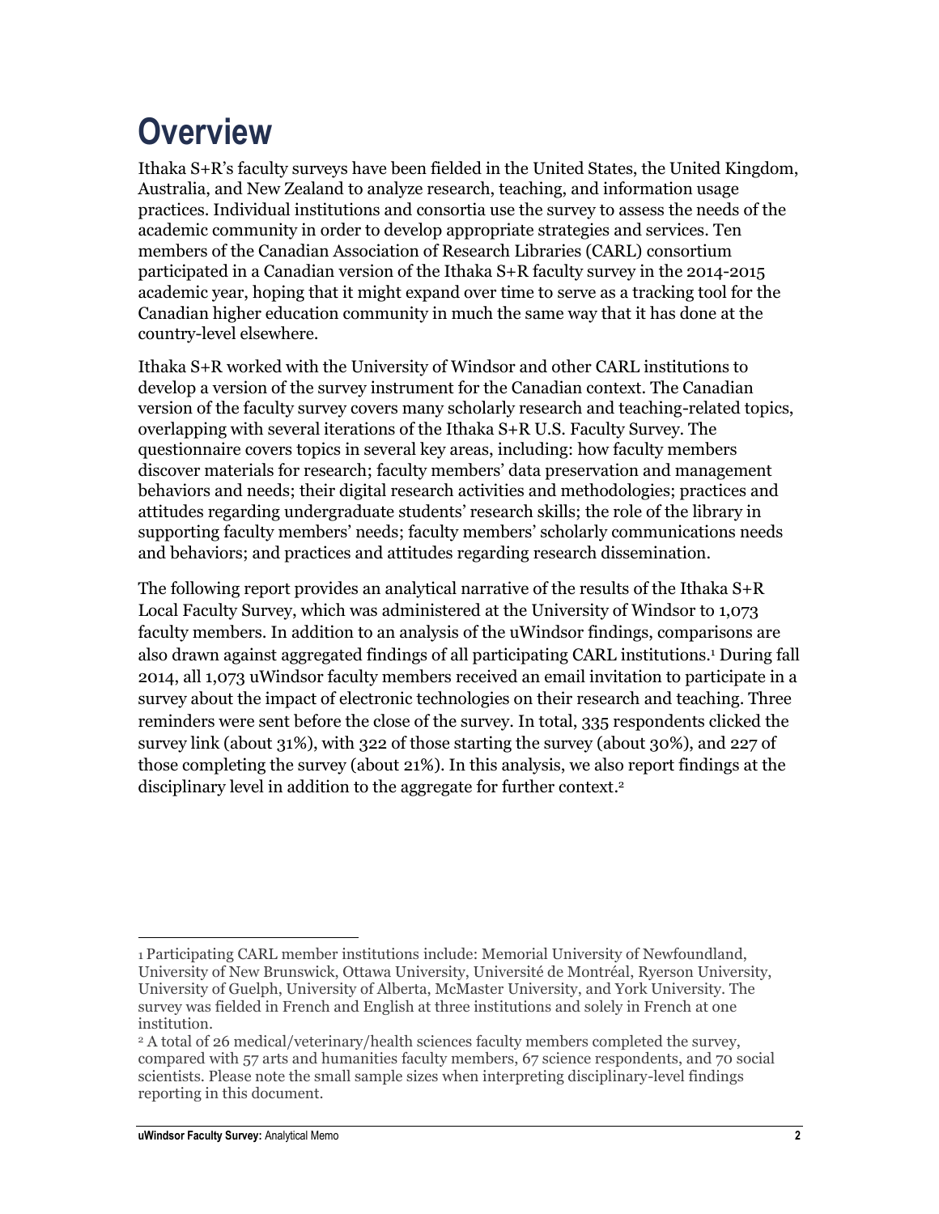# Overview

Ithaka S+R's faculty surveys have been fielded in the United States, the United Kingdom, Australia, and New Zealand to analyze research, teaching, and information usage practices. Individual institutions and consortia use the survey to assess the needs of the academic community in order to develop appropriate strategies and services. Ten members of the Canadian Association of Research Libraries (CARL) consortium participated in a Canadian version of the Ithaka S+R faculty survey in the 2014-2015 academic year, hoping that it might expand over time to serve as a tracking tool for the Canadian higher education community in much the same way that it has done at the country-level elsewhere.

Ithaka S+R worked with the University of Windsor and other CARL institutions to develop a version of the survey instrument for the Canadian context. The Canadian version of the faculty survey covers many scholarly research and teaching-related topics, overlapping with several iterations of the Ithaka S+R U.S. Faculty Survey. The questionnaire covers topics in several key areas, including: how faculty members discover materials for research; faculty members' data preservation and management behaviors and needs; their digital research activities and methodologies; practices and attitudes regarding undergraduate students' research skills; the role of the library in supporting faculty members' needs; faculty members' scholarly communications needs and behaviors; and practices and attitudes regarding research dissemination.

The following report provides an analytical narrative of the results of the Ithaka S+R Local Faculty Survey, which was administered at the University of Windsor to 1,073 faculty members. In addition to an analysis of the uWindsor findings, comparisons are also drawn against aggregated findings of all participating CARL institutions.[1] During fall 2014, all 1,073 uWindsor faculty members received an email invitation to participate in a survey about the impact of electronic technologies on their research and teaching. Three reminders were sent before the close of the survey. In total, 335 respondents clicked the survey link (about 31%), with 322 of those starting the survey (about 30%), and 227 of those completing the survey (about 21%). In this analysis, we also report findings at the disciplinary level in addition to the aggregate for further context.[2]

---

[1] Participating CARL member institutions include: Memorial University of Newfoundland, University of New Brunswick, Ottawa University, Université de Montréal, Ryerson University, University of Guelph, University of Alberta, McMaster University, and York University. The survey was fielded in French and English at three institutions and solely in French at one institution.

[2] A total of 26 medical/veterinary/health sciences faculty members completed the survey, compared with 57 arts and humanities faculty members, 67 science respondents, and 70 social scientists. Please note the small sample sizes when interpreting disciplinary-level findings reporting in this document.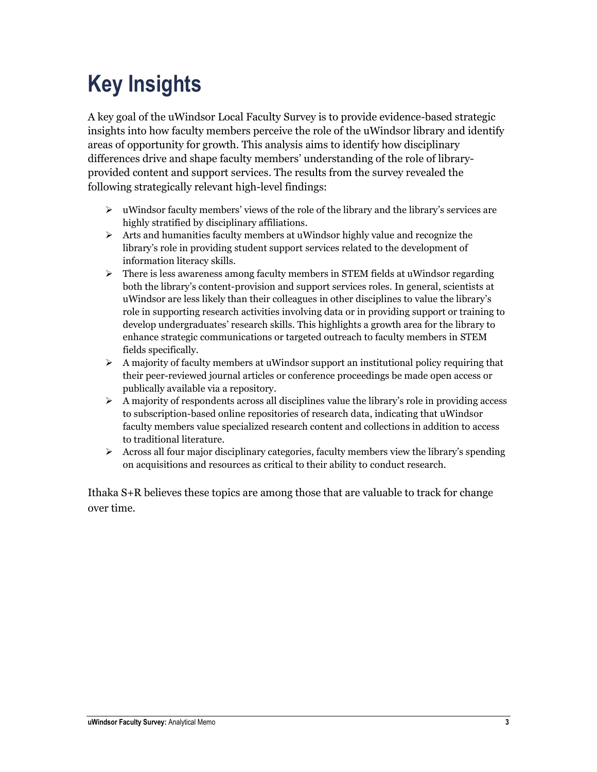# Key Insights

A key goal of the uWindsor Local Faculty Survey is to provide evidence-based strategic insights into how faculty members perceive the role of the uWindsor library and identify areas of opportunity for growth. This analysis aims to identify how disciplinary differences drive and shape faculty members' understanding of the role of library-provided content and support services. The results from the survey revealed the following strategically relevant high-level findings:

- uWindsor faculty members' views of the role of the library and the library's services are highly stratified by disciplinary affiliations.
- Arts and humanities faculty members at uWindsor highly value and recognize the library's role in providing student support services related to the development of information literacy skills.
- There is less awareness among faculty members in STEM fields at uWindsor regarding both the library's content-provision and support services roles. In general, scientists at uWindsor are less likely than their colleagues in other disciplines to value the library's role in supporting research activities involving data or in providing support or training to develop undergraduates' research skills. This highlights a growth area for the library to enhance strategic communications or targeted outreach to faculty members in STEM fields specifically.
- A majority of faculty members at uWindsor support an institutional policy requiring that their peer-reviewed journal articles or conference proceedings be made open access or publically available via a repository.
- A majority of respondents across all disciplines value the library's role in providing access to subscription-based online repositories of research data, indicating that uWindsor faculty members value specialized research content and collections in addition to access to traditional literature.
- Across all four major disciplinary categories, faculty members view the library's spending on acquisitions and resources as critical to their ability to conduct research.

Ithaka S+R believes these topics are among those that are valuable to track for change over time.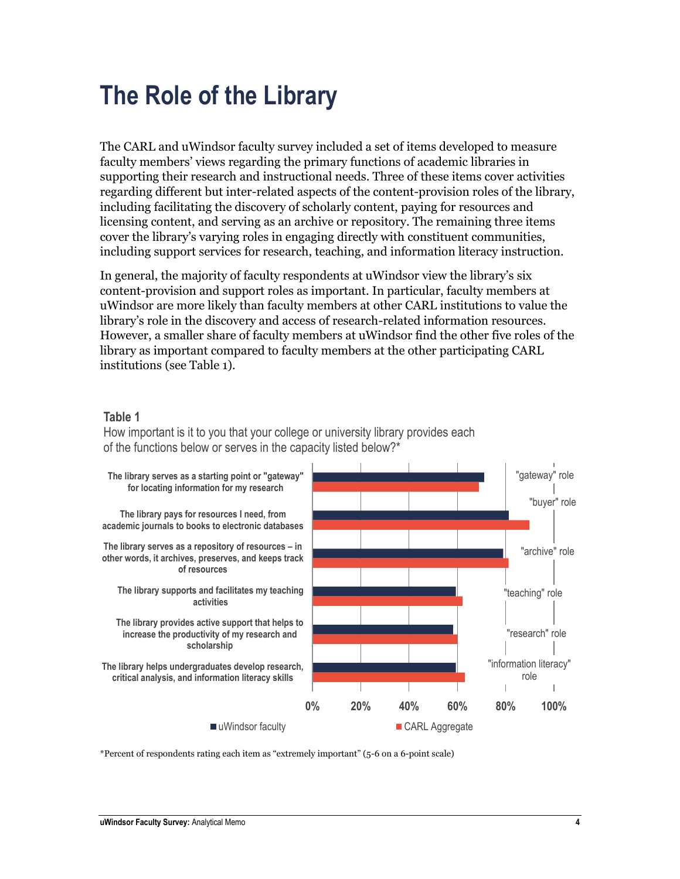# The Role of the Library

The CARL and uWindsor faculty survey included a set of items developed to measure faculty members' views regarding the primary functions of academic libraries in supporting their research and instructional needs. Three of these items cover activities regarding different but inter-related aspects of the content-provision roles of the library, including facilitating the discovery of scholarly content, paying for resources and licensing content, and serving as an archive or repository. The remaining three items cover the library's varying roles in engaging directly with constituent communities, including support services for research, teaching, and information literacy instruction.

In general, the majority of faculty respondents at uWindsor view the library's six content-provision and support roles as important. In particular, faculty members at uWindsor are more likely than faculty members at other CARL institutions to value the library's role in the discovery and access of research-related information resources. However, a smaller share of faculty members at uWindsor find the other five roles of the library as important compared to faculty members at the other participating CARL institutions (see Table 1).

**Table 1**

How important is it to you that your college or university library provides each of the functions below or serves in the capacity listed below?*

| Item | Role | uWindsor faculty | CARL Aggregate |
|---|---|---|---|
| The library serves as a starting point or "gateway" for locating information for my research | "gateway" role | ~71% | ~69% |
| The library pays for resources I need, from academic journals to books to electronic databases | "buyer" role | ~81% | ~90% |
| The library serves as a repository of resources – in other words, it archives, preserves, and keeps track of resources | "archive" role | ~79% | ~81% |
| The library supports and facilitates my teaching activities | "teaching" role | ~59% | ~62% |
| The library provides active support that helps to increase the productivity of my research and scholarship | "research" role | ~58% | ~60% |
| The library helps undergraduates develop research, critical analysis, and information literacy skills | "information literacy" role | ~59% | ~63% |

*Percent of respondents rating each item as "extremely important" (5-6 on a 6-point scale)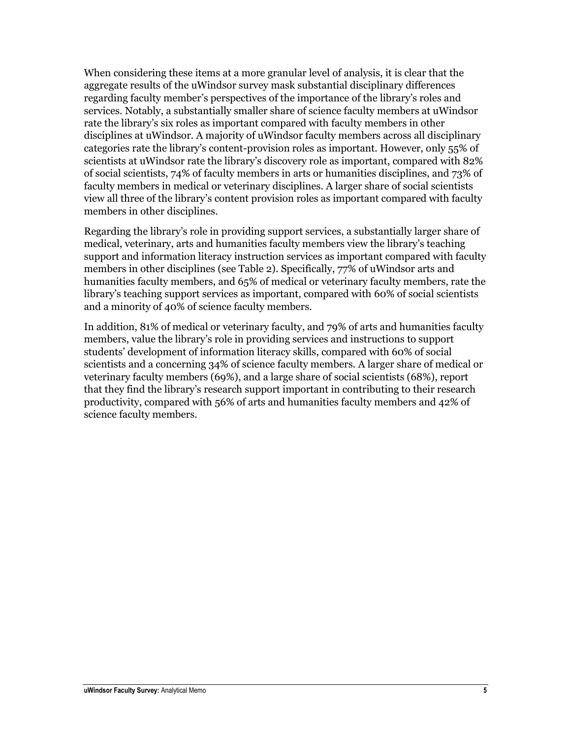When considering these items at a more granular level of analysis, it is clear that the aggregate results of the uWindsor survey mask substantial disciplinary differences regarding faculty member's perspectives of the importance of the library's roles and services. Notably, a substantially smaller share of science faculty members at uWindsor rate the library's six roles as important compared with faculty members in other disciplines at uWindsor. A majority of uWindsor faculty members across all disciplinary categories rate the library's content-provision roles as important. However, only 55% of scientists at uWindsor rate the library's discovery role as important, compared with 82% of social scientists, 74% of faculty members in arts or humanities disciplines, and 73% of faculty members in medical or veterinary disciplines. A larger share of social scientists view all three of the library's content provision roles as important compared with faculty members in other disciplines.

Regarding the library's role in providing support services, a substantially larger share of medical, veterinary, arts and humanities faculty members view the library's teaching support and information literacy instruction services as important compared with faculty members in other disciplines (see Table 2). Specifically, 77% of uWindsor arts and humanities faculty members, and 65% of medical or veterinary faculty members, rate the library's teaching support services as important, compared with 60% of social scientists and a minority of 40% of science faculty members.

In addition, 81% of medical or veterinary faculty, and 79% of arts and humanities faculty members, value the library's role in providing services and instructions to support students' development of information literacy skills, compared with 60% of social scientists and a concerning 34% of science faculty members. A larger share of medical or veterinary faculty members (69%), and a large share of social scientists (68%), report that they find the library's research support important in contributing to their research productivity, compared with 56% of arts and humanities faculty members and 42% of science faculty members.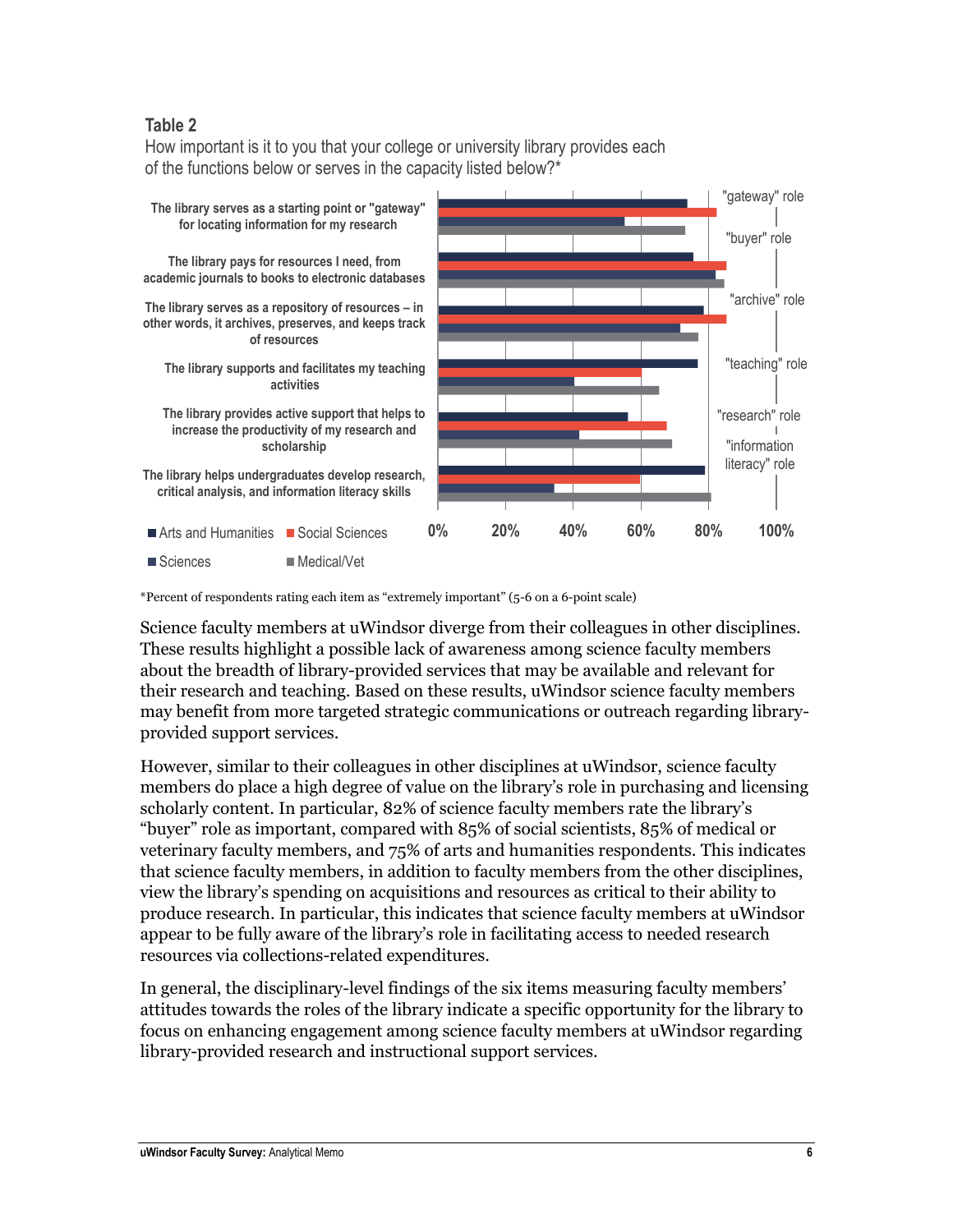**Table 2**

How important is it to you that your college or university library provides each of the functions below or serves in the capacity listed below?*

*Percent of respondents rating each item as "extremely important" (5-6 on a 6-point scale)

Science faculty members at uWindsor diverge from their colleagues in other disciplines. These results highlight a possible lack of awareness among science faculty members about the breadth of library-provided services that may be available and relevant for their research and teaching. Based on these results, uWindsor science faculty members may benefit from more targeted strategic communications or outreach regarding library-provided support services.

However, similar to their colleagues in other disciplines at uWindsor, science faculty members do place a high degree of value on the library's role in purchasing and licensing scholarly content. In particular, 82% of science faculty members rate the library's "buyer" role as important, compared with 85% of social scientists, 85% of medical or veterinary faculty members, and 75% of arts and humanities respondents. This indicates that science faculty members, in addition to faculty members from the other disciplines, view the library's spending on acquisitions and resources as critical to their ability to produce research. In particular, this indicates that science faculty members at uWindsor appear to be fully aware of the library's role in facilitating access to needed research resources via collections-related expenditures.

In general, the disciplinary-level findings of the six items measuring faculty members' attitudes towards the roles of the library indicate a specific opportunity for the library to focus on enhancing engagement among science faculty members at uWindsor regarding library-provided research and instructional support services.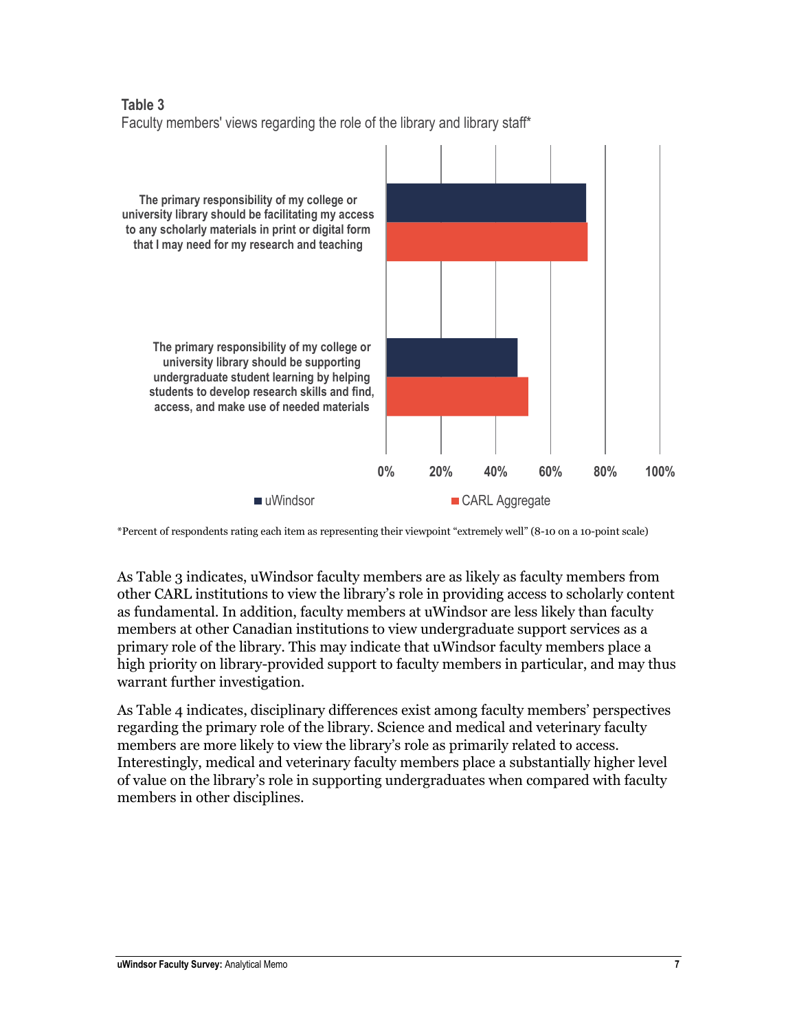**Table 3**

Faculty members' views regarding the role of the library and library staff*

| | uWindsor | CARL Aggregate |
|---|---|---|
| The primary responsibility of my college or university library should be facilitating my access to any scholarly materials in print or digital form that I may need for my research and teaching | | |
| The primary responsibility of my college or university library should be supporting undergraduate student learning by helping students to develop research skills and find, access, and make use of needed materials | | |

*Percent of respondents rating each item as representing their viewpoint "extremely well" (8-10 on a 10-point scale)

As Table 3 indicates, uWindsor faculty members are as likely as faculty members from other CARL institutions to view the library's role in providing access to scholarly content as fundamental. In addition, faculty members at uWindsor are less likely than faculty members at other Canadian institutions to view undergraduate support services as a primary role of the library. This may indicate that uWindsor faculty members place a high priority on library-provided support to faculty members in particular, and may thus warrant further investigation.

As Table 4 indicates, disciplinary differences exist among faculty members' perspectives regarding the primary role of the library. Science and medical and veterinary faculty members are more likely to view the library's role as primarily related to access. Interestingly, medical and veterinary faculty members place a substantially higher level of value on the library's role in supporting undergraduates when compared with faculty members in other disciplines.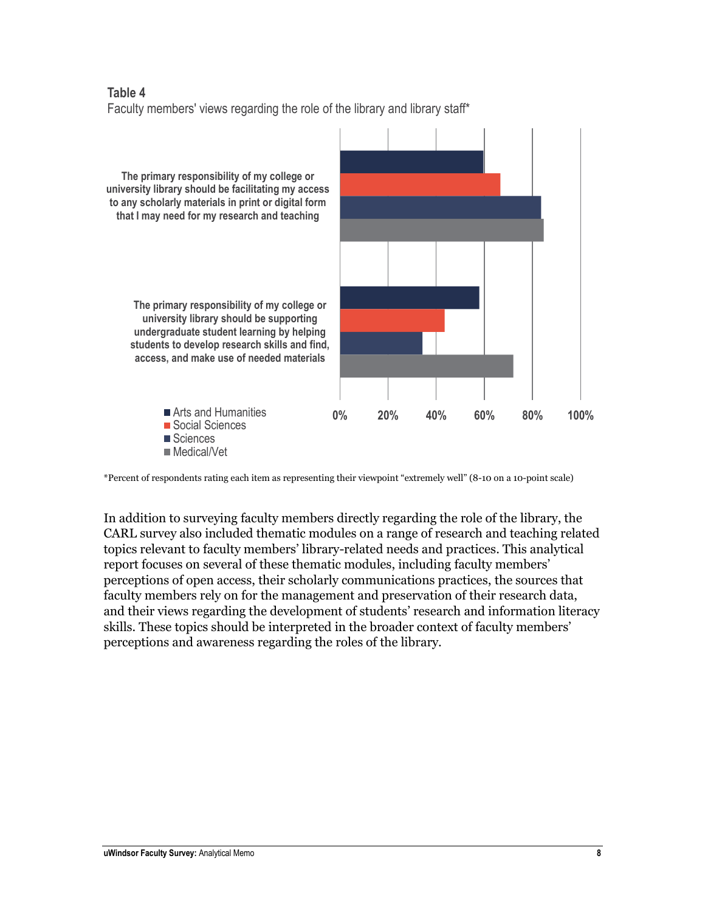**Table 4**

Faculty members' views regarding the role of the library and library staff*

The primary responsibility of my college or university library should be facilitating my access to any scholarly materials in print or digital form that I may need for my research and teaching

The primary responsibility of my college or university library should be supporting undergraduate student learning by helping students to develop research skills and find, access, and make use of needed materials

- Arts and Humanities
- Social Sciences
- Sciences
- Medical/Vet

0% 20% 40% 60% 80% 100%

*Percent of respondents rating each item as representing their viewpoint "extremely well" (8-10 on a 10-point scale)

In addition to surveying faculty members directly regarding the role of the library, the CARL survey also included thematic modules on a range of research and teaching related topics relevant to faculty members' library-related needs and practices. This analytical report focuses on several of these thematic modules, including faculty members' perceptions of open access, their scholarly communications practices, the sources that faculty members rely on for the management and preservation of their research data, and their views regarding the development of students' research and information literacy skills. These topics should be interpreted in the broader context of faculty members' perceptions and awareness regarding the roles of the library.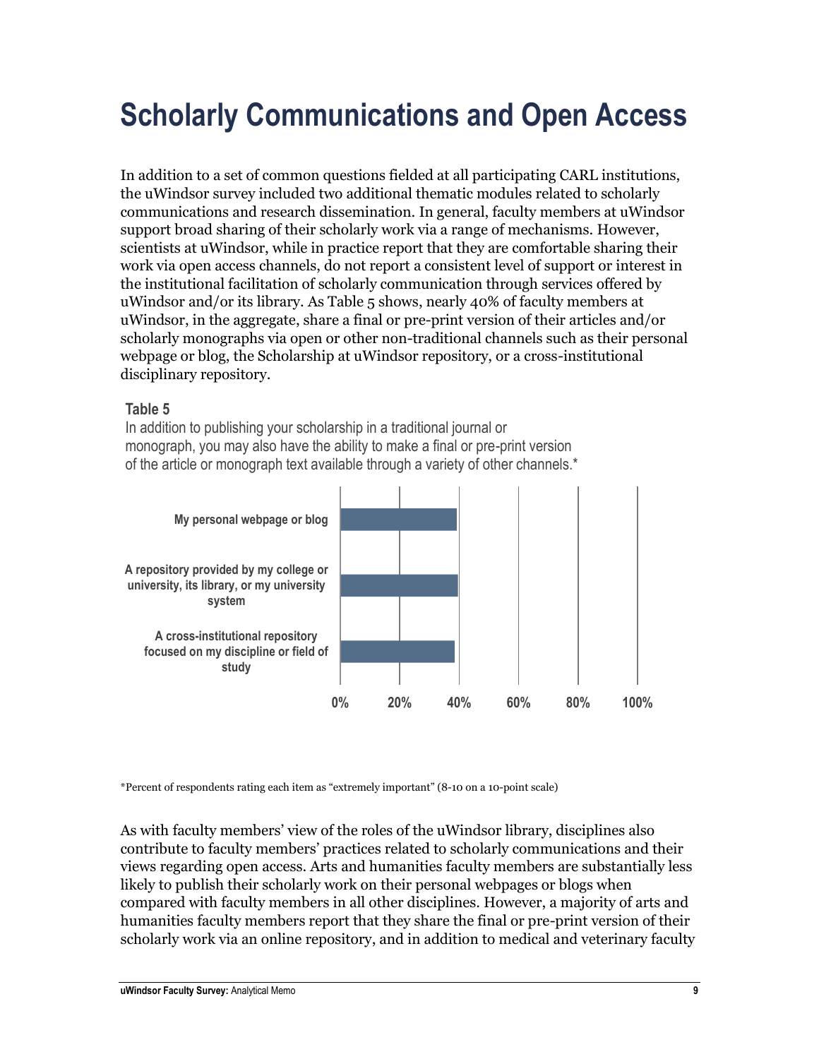# Scholarly Communications and Open Access

In addition to a set of common questions fielded at all participating CARL institutions, the uWindsor survey included two additional thematic modules related to scholarly communications and research dissemination. In general, faculty members at uWindsor support broad sharing of their scholarly work via a range of mechanisms. However, scientists at uWindsor, while in practice report that they are comfortable sharing their work via open access channels, do not report a consistent level of support or interest in the institutional facilitation of scholarly communication through services offered by uWindsor and/or its library. As Table 5 shows, nearly 40% of faculty members at uWindsor, in the aggregate, share a final or pre-print version of their articles and/or scholarly monographs via open or other non-traditional channels such as their personal webpage or blog, the Scholarship at uWindsor repository, or a cross-institutional disciplinary repository.

**Table 5**

In addition to publishing your scholarship in a traditional journal or monograph, you may also have the ability to make a final or pre-print version of the article or monograph text available through a variety of other channels.*

| Channel | Percent |
|---|---|
| My personal webpage or blog | ~39% |
| A repository provided by my college or university, its library, or my university system | ~40% |
| A cross-institutional repository focused on my discipline or field of study | ~38% |

*Percent of respondents rating each item as "extremely important" (8-10 on a 10-point scale)

As with faculty members' view of the roles of the uWindsor library, disciplines also contribute to faculty members' practices related to scholarly communications and their views regarding open access. Arts and humanities faculty members are substantially less likely to publish their scholarly work on their personal webpages or blogs when compared with faculty members in all other disciplines. However, a majority of arts and humanities faculty members report that they share the final or pre-print version of their scholarly work via an online repository, and in addition to medical and veterinary faculty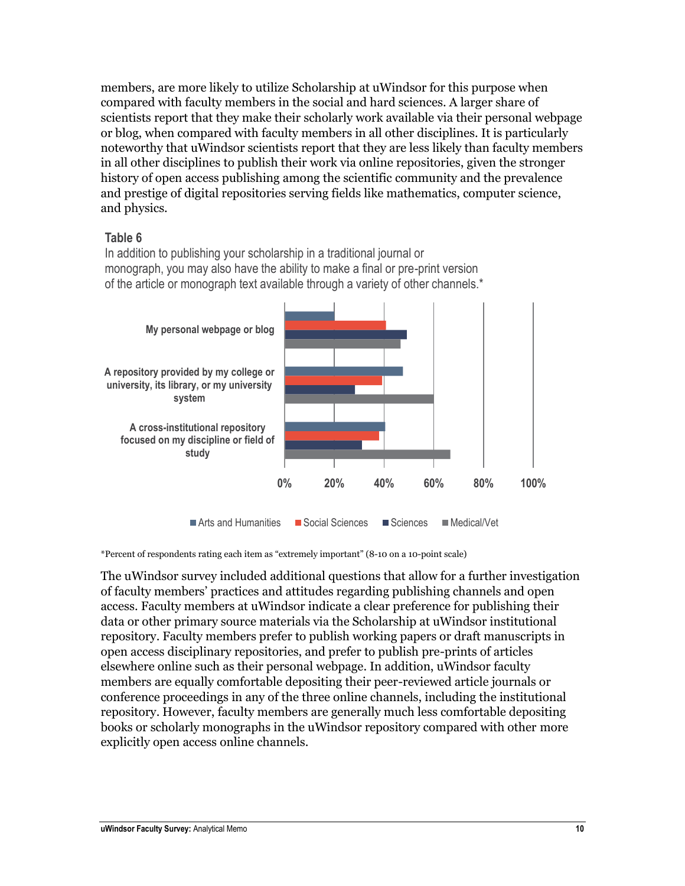members, are more likely to utilize Scholarship at uWindsor for this purpose when compared with faculty members in the social and hard sciences. A larger share of scientists report that they make their scholarly work available via their personal webpage or blog, when compared with faculty members in all other disciplines. It is particularly noteworthy that uWindsor scientists report that they are less likely than faculty members in all other disciplines to publish their work via online repositories, given the stronger history of open access publishing among the scientific community and the prevalence and prestige of digital repositories serving fields like mathematics, computer science, and physics.

**Table 6**

In addition to publishing your scholarship in a traditional journal or monograph, you may also have the ability to make a final or pre-print version of the article or monograph text available through a variety of other channels.*

| | Arts and Humanities | Social Sciences | Sciences | Medical/Vet |
|---|---|---|---|---|
| My personal webpage or blog | ~20% | ~41% | ~49% | ~47% |
| A repository provided by my college or university, its library, or my university system | ~48% | ~39% | ~28% | ~60% |
| A cross-institutional repository focused on my discipline or field of study | ~40% | ~38% | ~31% | ~67% |

*Percent of respondents rating each item as "extremely important" (8-10 on a 10-point scale)

The uWindsor survey included additional questions that allow for a further investigation of faculty members' practices and attitudes regarding publishing channels and open access. Faculty members at uWindsor indicate a clear preference for publishing their data or other primary source materials via the Scholarship at uWindsor institutional repository. Faculty members prefer to publish working papers or draft manuscripts in open access disciplinary repositories, and prefer to publish pre-prints of articles elsewhere online such as their personal webpage. In addition, uWindsor faculty members are equally comfortable depositing their peer-reviewed article journals or conference proceedings in any of the three online channels, including the institutional repository. However, faculty members are generally much less comfortable depositing books or scholarly monographs in the uWindsor repository compared with other more explicitly open access online channels.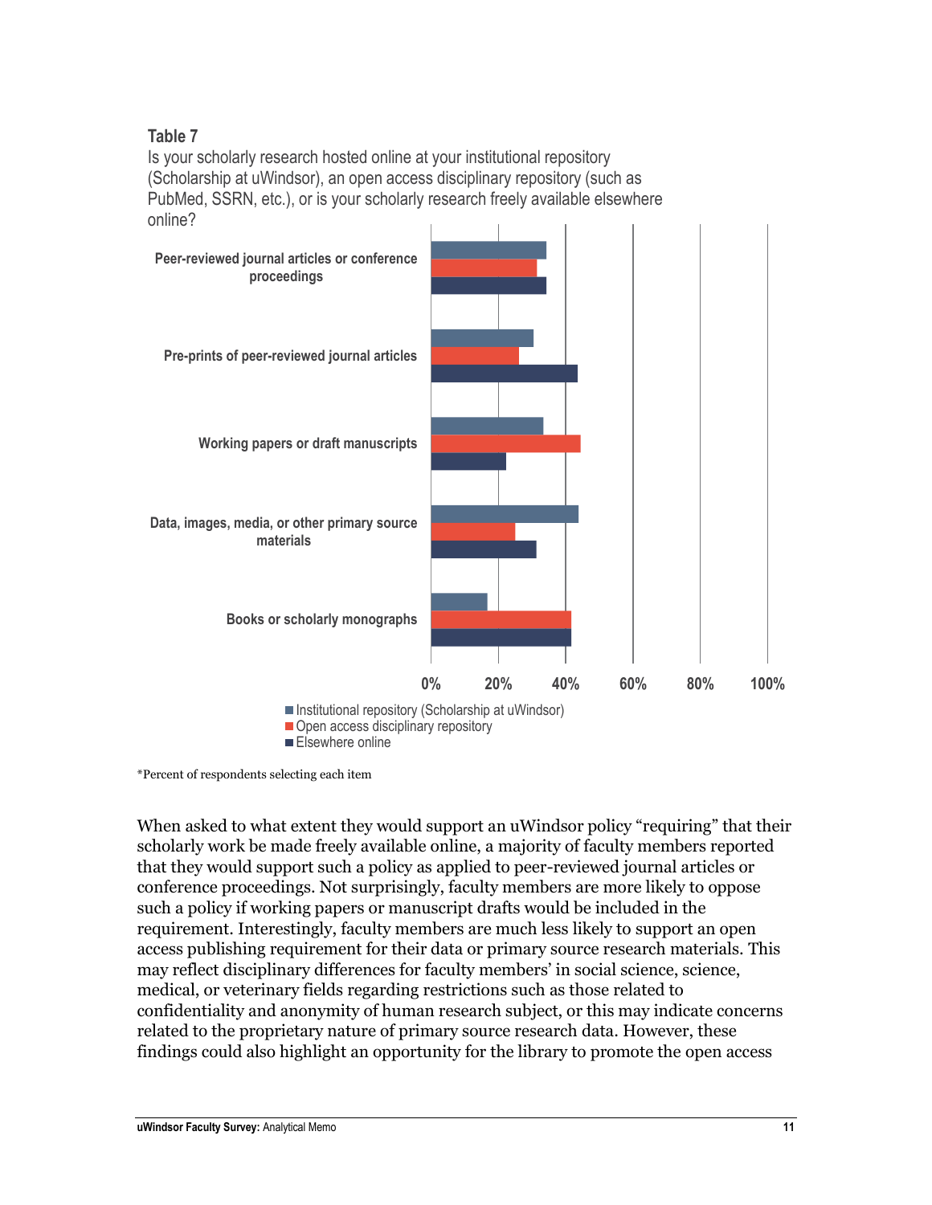**Table 7**

Is your scholarly research hosted online at your institutional repository (Scholarship at uWindsor), an open access disciplinary repository (such as PubMed, SSRN, etc.), or is your scholarly research freely available elsewhere online?

| | Institutional repository (Scholarship at uWindsor) | Open access disciplinary repository | Elsewhere online |
|---|---|---|---|
| Peer-reviewed journal articles or conference proceedings | ~34% | ~31% | ~34% |
| Pre-prints of peer-reviewed journal articles | ~30% | ~26% | ~43% |
| Working papers or draft manuscripts | ~33% | ~44% | ~22% |
| Data, images, media, or other primary source materials | ~44% | ~25% | ~31% |
| Books or scholarly monographs | ~17% | ~42% | ~42% |

*Percent of respondents selecting each item

When asked to what extent they would support an uWindsor policy "requiring" that their scholarly work be made freely available online, a majority of faculty members reported that they would support such a policy as applied to peer-reviewed journal articles or conference proceedings. Not surprisingly, faculty members are more likely to oppose such a policy if working papers or manuscript drafts would be included in the requirement. Interestingly, faculty members are much less likely to support an open access publishing requirement for their data or primary source research materials. This may reflect disciplinary differences for faculty members' in social science, science, medical, or veterinary fields regarding restrictions such as those related to confidentiality and anonymity of human research subject, or this may indicate concerns related to the proprietary nature of primary source research data. However, these findings could also highlight an opportunity for the library to promote the open access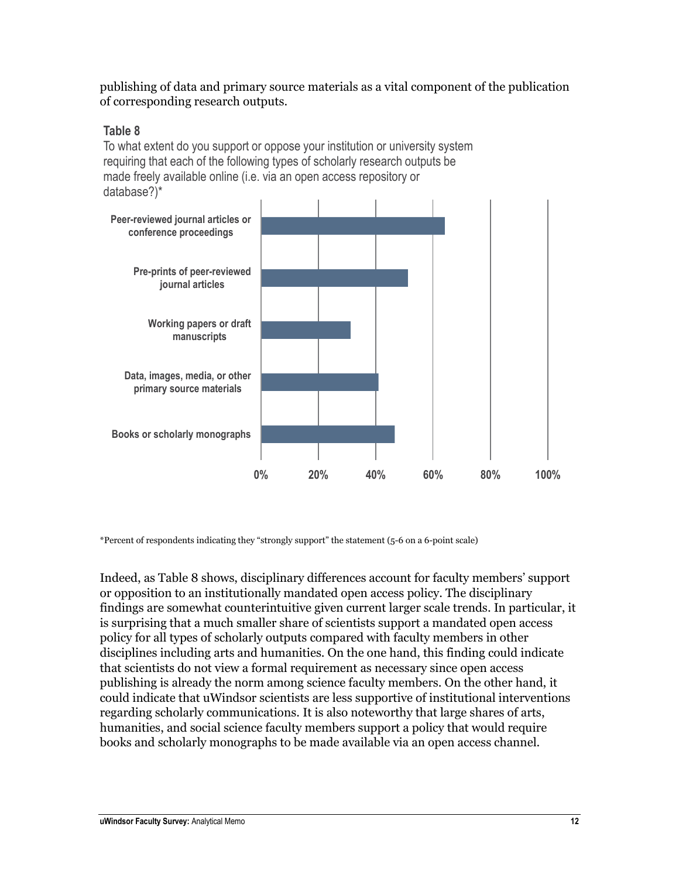publishing of data and primary source materials as a vital component of the publication of corresponding research outputs.

**Table 8**

To what extent do you support or oppose your institution or university system requiring that each of the following types of scholarly research outputs be made freely available online (i.e. via an open access repository or database?)*

| Output type | Approximate % strongly support (read from bar chart) |
|---|---|
| Peer-reviewed journal articles or conference proceedings | ~64% |
| Pre-prints of peer-reviewed journal articles | ~51% |
| Working papers or draft manuscripts | ~31% |
| Data, images, media, or other primary source materials | ~41% |
| Books or scholarly monographs | ~46% |

*Percent of respondents indicating they "strongly support" the statement (5-6 on a 6-point scale)

Indeed, as Table 8 shows, disciplinary differences account for faculty members' support or opposition to an institutionally mandated open access policy. The disciplinary findings are somewhat counterintuitive given current larger scale trends. In particular, it is surprising that a much smaller share of scientists support a mandated open access policy for all types of scholarly outputs compared with faculty members in other disciplines including arts and humanities. On the one hand, this finding could indicate that scientists do not view a formal requirement as necessary since open access publishing is already the norm among science faculty members. On the other hand, it could indicate that uWindsor scientists are less supportive of institutional interventions regarding scholarly communications. It is also noteworthy that large shares of arts, humanities, and social science faculty members support a policy that would require books and scholarly monographs to be made available via an open access channel.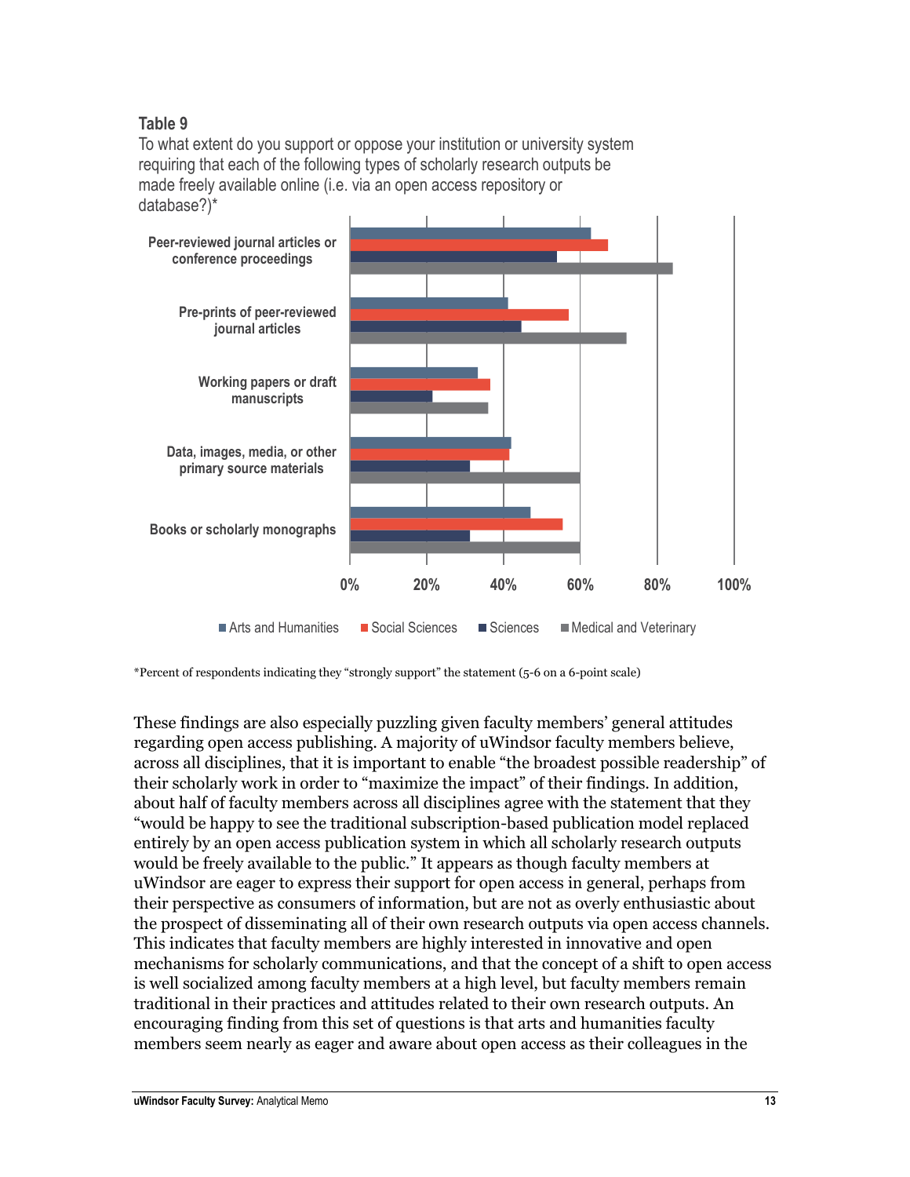**Table 9**

To what extent do you support or oppose your institution or university system requiring that each of the following types of scholarly research outputs be made freely available online (i.e. via an open access repository or database?)*

*Percent of respondents indicating they "strongly support" the statement (5-6 on a 6-point scale)

These findings are also especially puzzling given faculty members' general attitudes regarding open access publishing. A majority of uWindsor faculty members believe, across all disciplines, that it is important to enable "the broadest possible readership" of their scholarly work in order to "maximize the impact" of their findings. In addition, about half of faculty members across all disciplines agree with the statement that they "would be happy to see the traditional subscription-based publication model replaced entirely by an open access publication system in which all scholarly research outputs would be freely available to the public." It appears as though faculty members at uWindsor are eager to express their support for open access in general, perhaps from their perspective as consumers of information, but are not as overly enthusiastic about the prospect of disseminating all of their own research outputs via open access channels. This indicates that faculty members are highly interested in innovative and open mechanisms for scholarly communications, and that the concept of a shift to open access is well socialized among faculty members at a high level, but faculty members remain traditional in their practices and attitudes related to their own research outputs. An encouraging finding from this set of questions is that arts and humanities faculty members seem nearly as eager and aware about open access as their colleagues in the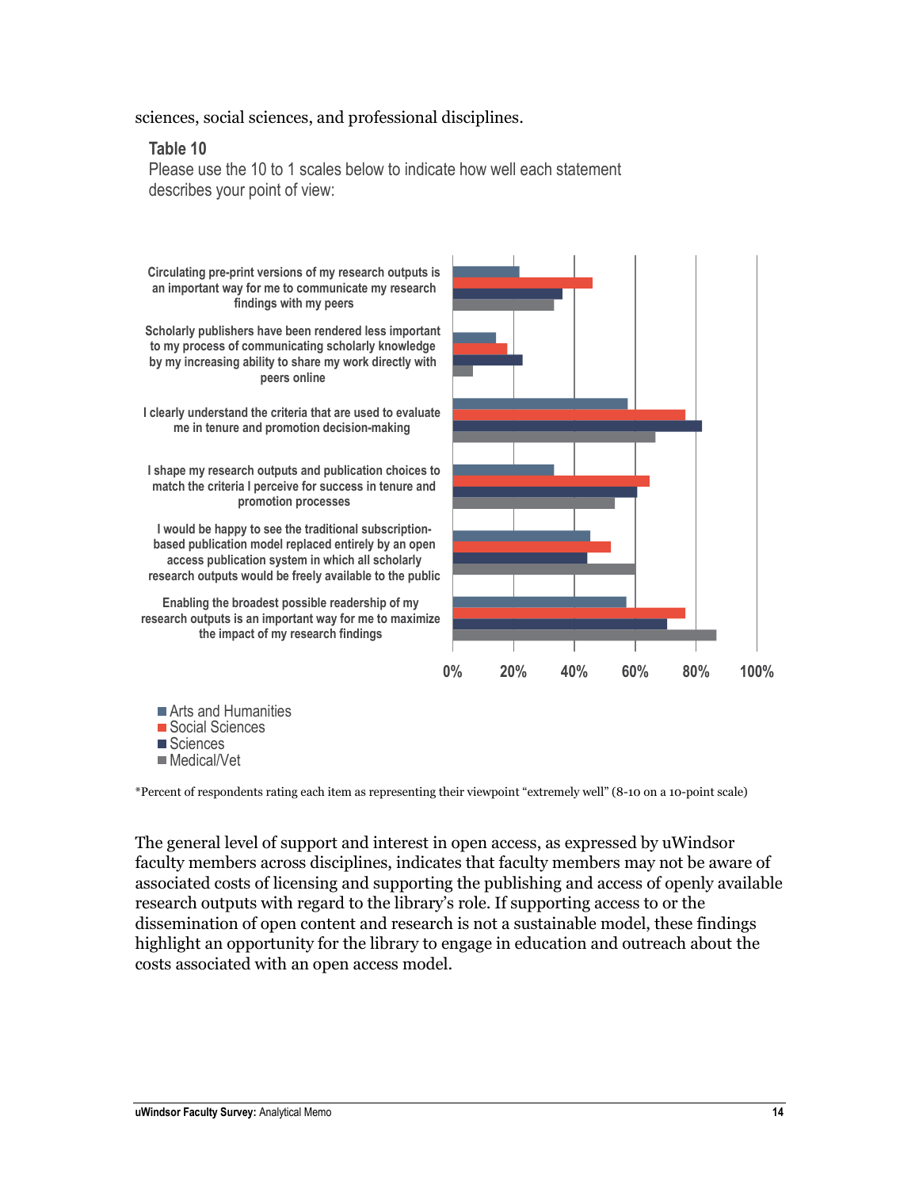sciences, social sciences, and professional disciplines.

### Table 10

Please use the 10 to 1 scales below to indicate how well each statement describes your point of view:

*Percent of respondents rating each item as representing their viewpoint "extremely well" (8-10 on a 10-point scale)

The general level of support and interest in open access, as expressed by uWindsor faculty members across disciplines, indicates that faculty members may not be aware of associated costs of licensing and supporting the publishing and access of openly available research outputs with regard to the library's role. If supporting access to or the dissemination of open content and research is not a sustainable model, these findings highlight an opportunity for the library to engage in education and outreach about the costs associated with an open access model.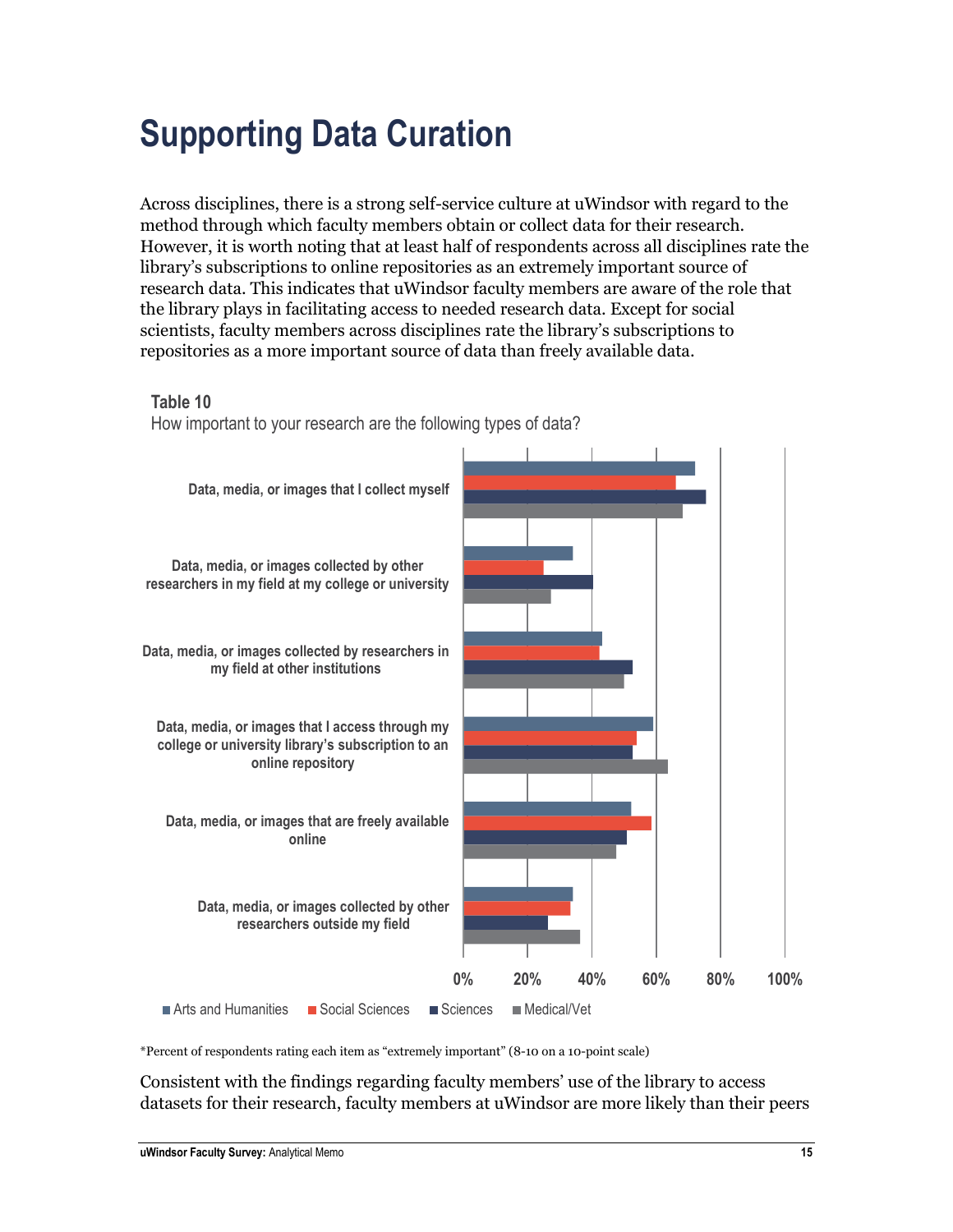# Supporting Data Curation

Across disciplines, there is a strong self-service culture at uWindsor with regard to the method through which faculty members obtain or collect data for their research. However, it is worth noting that at least half of respondents across all disciplines rate the library's subscriptions to online repositories as an extremely important source of research data. This indicates that uWindsor faculty members are aware of the role that the library plays in facilitating access to needed research data. Except for social scientists, faculty members across disciplines rate the library's subscriptions to repositories as a more important source of data than freely available data.

**Table 10**

How important to your research are the following types of data?

Data, media, or images that I collect myself

Data, media, or images collected by other researchers in my field at my college or university

Data, media, or images collected by researchers in my field at other institutions

Data, media, or images that I access through my college or university library's subscription to an online repository

Data, media, or images that are freely available online

Data, media, or images collected by other researchers outside my field

0% 20% 40% 60% 80% 100%

■ Arts and Humanities ■ Social Sciences ■ Sciences ■ Medical/Vet

*Percent of respondents rating each item as "extremely important" (8-10 on a 10-point scale)

Consistent with the findings regarding faculty members' use of the library to access datasets for their research, faculty members at uWindsor are more likely than their peers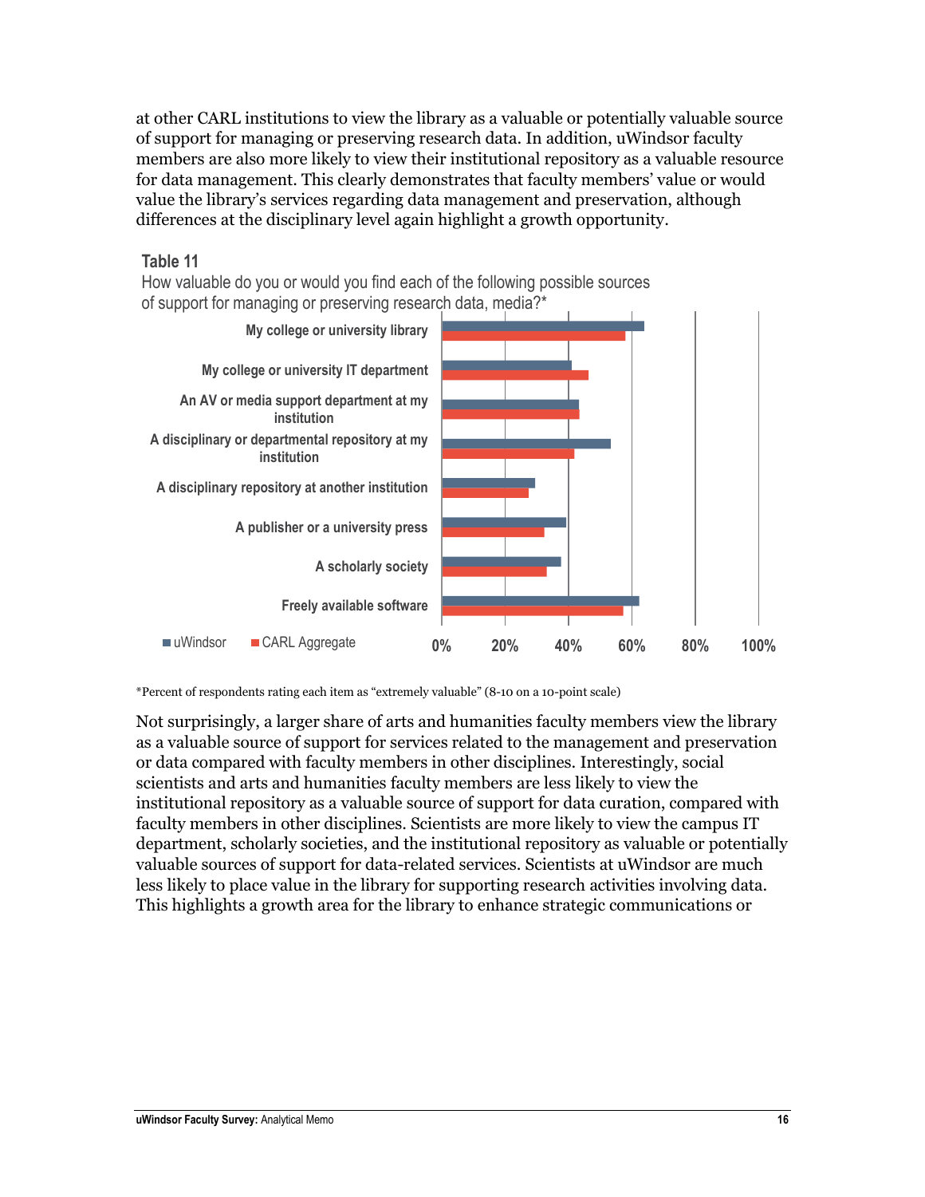at other CARL institutions to view the library as a valuable or potentially valuable source of support for managing or preserving research data. In addition, uWindsor faculty members are also more likely to view their institutional repository as a valuable resource for data management. This clearly demonstrates that faculty members' value or would value the library's services regarding data management and preservation, although differences at the disciplinary level again highlight a growth opportunity.

**Table 11**

How valuable do you or would you find each of the following possible sources of support for managing or preserving research data, media?*

*Percent of respondents rating each item as "extremely valuable" (8-10 on a 10-point scale)

Not surprisingly, a larger share of arts and humanities faculty members view the library as a valuable source of support for services related to the management and preservation or data compared with faculty members in other disciplines. Interestingly, social scientists and arts and humanities faculty members are less likely to view the institutional repository as a valuable source of support for data curation, compared with faculty members in other disciplines. Scientists are more likely to view the campus IT department, scholarly societies, and the institutional repository as valuable or potentially valuable sources of support for data-related services. Scientists at uWindsor are much less likely to place value in the library for supporting research activities involving data. This highlights a growth area for the library to enhance strategic communications or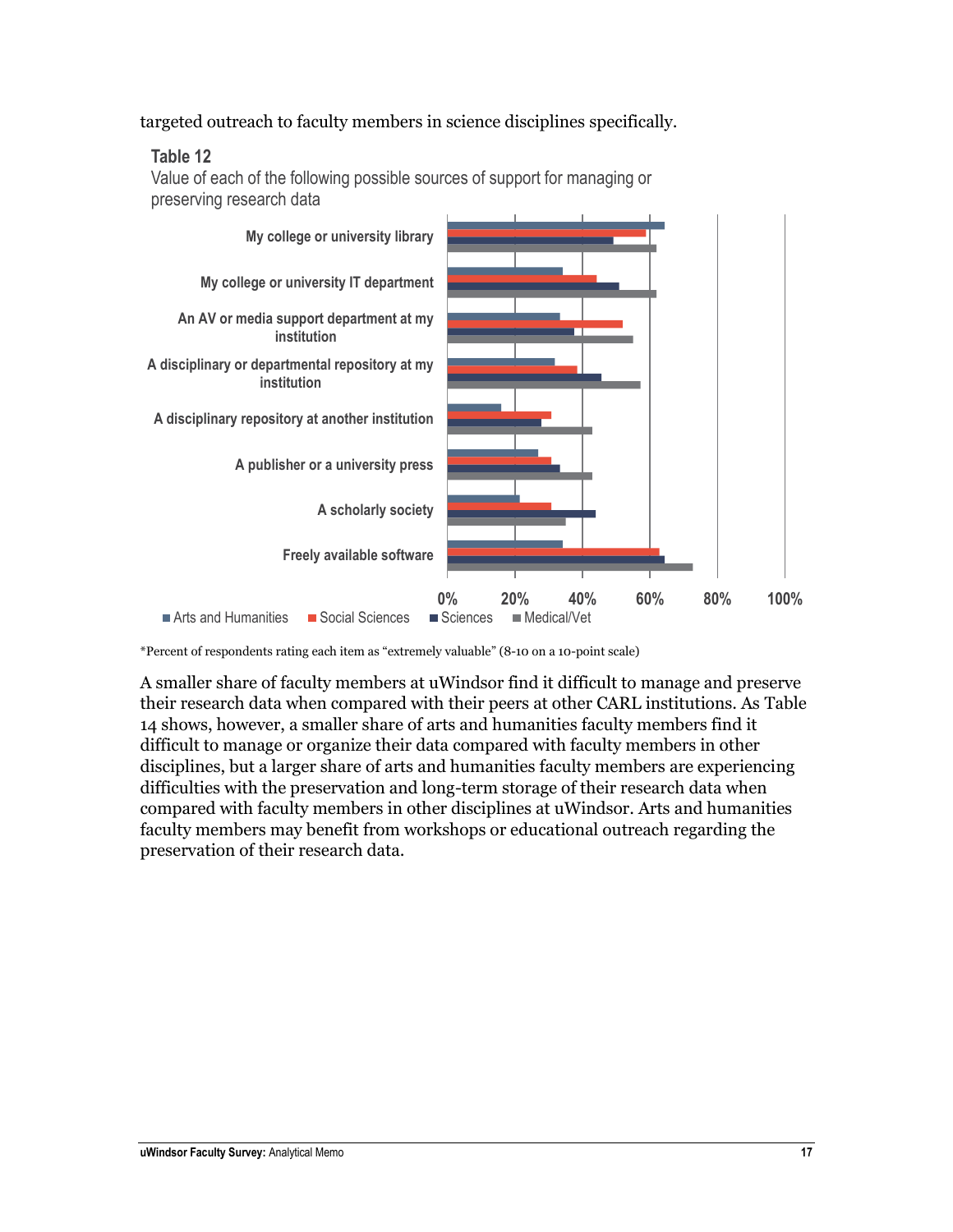targeted outreach to faculty members in science disciplines specifically.

**Table 12**

Value of each of the following possible sources of support for managing or preserving research data

*Percent of respondents rating each item as "extremely valuable" (8-10 on a 10-point scale)

A smaller share of faculty members at uWindsor find it difficult to manage and preserve their research data when compared with their peers at other CARL institutions. As Table 14 shows, however, a smaller share of arts and humanities faculty members find it difficult to manage or organize their data compared with faculty members in other disciplines, but a larger share of arts and humanities faculty members are experiencing difficulties with the preservation and long-term storage of their research data when compared with faculty members in other disciplines at uWindsor. Arts and humanities faculty members may benefit from workshops or educational outreach regarding the preservation of their research data.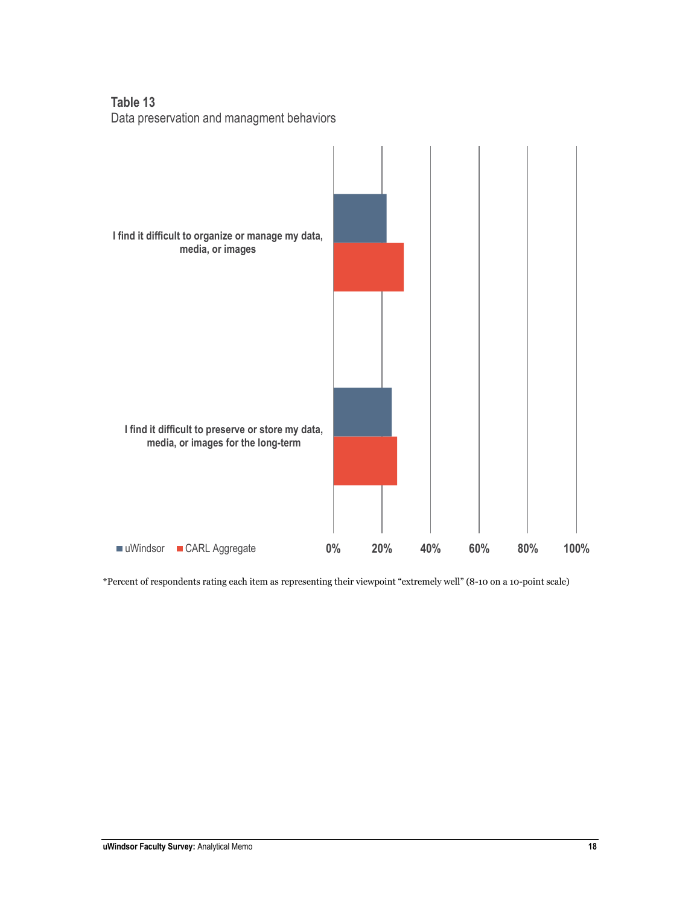**Table 13**
Data preservation and managment behaviors

| | uWindsor | CARL Aggregate |
|---|---|---|
| I find it difficult to organize or manage my data, media, or images | | |
| I find it difficult to preserve or store my data, media, or images for the long-term | | |

0% 20% 40% 60% 80% 100%

*Percent of respondents rating each item as representing their viewpoint "extremely well" (8-10 on a 10-point scale)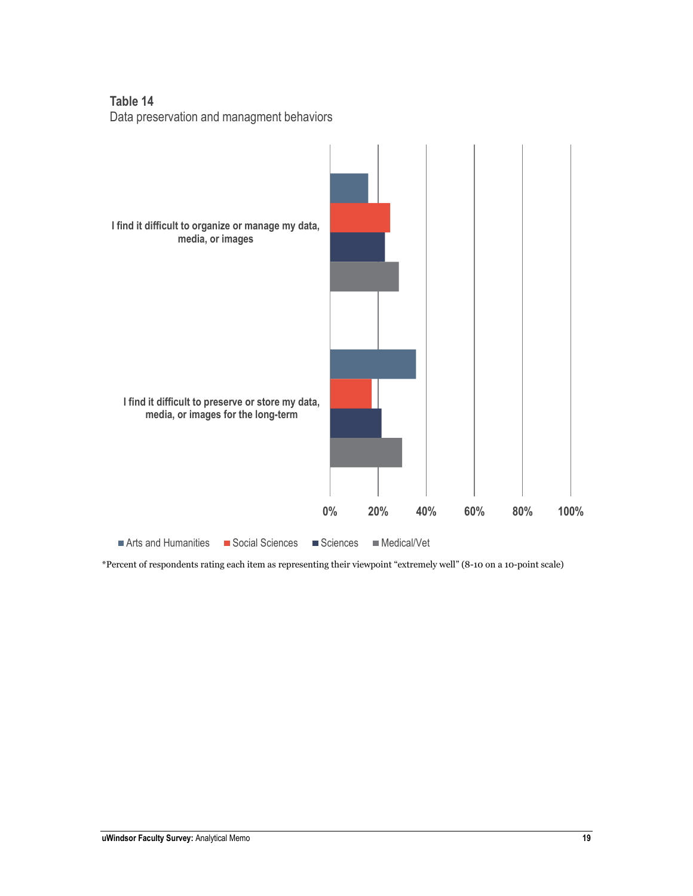**Table 14**
Data preservation and managment behaviors

I find it difficult to organize or manage my data, media, or images

I find it difficult to preserve or store my data, media, or images for the long-term

0% 20% 40% 60% 80% 100%

Arts and Humanities | Social Sciences | Sciences | Medical/Vet

*Percent of respondents rating each item as representing their viewpoint "extremely well" (8-10 on a 10-point scale)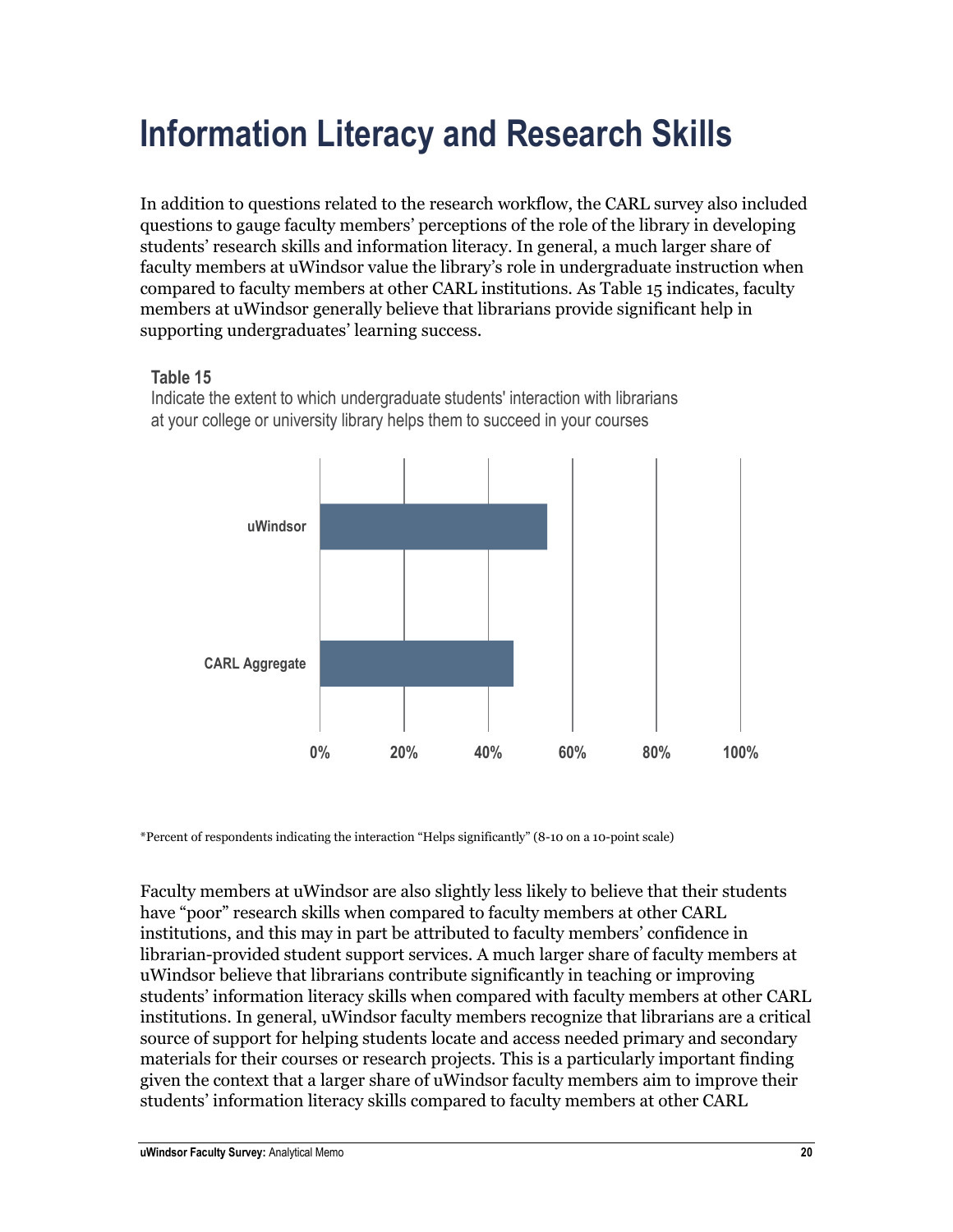# Information Literacy and Research Skills

In addition to questions related to the research workflow, the CARL survey also included questions to gauge faculty members' perceptions of the role of the library in developing students' research skills and information literacy. In general, a much larger share of faculty members at uWindsor value the library's role in undergraduate instruction when compared to faculty members at other CARL institutions. As Table 15 indicates, faculty members at uWindsor generally believe that librarians provide significant help in supporting undergraduates' learning success.

**Table 15**

Indicate the extent to which undergraduate students' interaction with librarians at your college or university library helps them to succeed in your courses

uWindsor

CARL Aggregate

0% 20% 40% 60% 80% 100%

*Percent of respondents indicating the interaction "Helps significantly" (8-10 on a 10-point scale)

Faculty members at uWindsor are also slightly less likely to believe that their students have "poor" research skills when compared to faculty members at other CARL institutions, and this may in part be attributed to faculty members' confidence in librarian-provided student support services. A much larger share of faculty members at uWindsor believe that librarians contribute significantly in teaching or improving students' information literacy skills when compared with faculty members at other CARL institutions. In general, uWindsor faculty members recognize that librarians are a critical source of support for helping students locate and access needed primary and secondary materials for their courses or research projects. This is a particularly important finding given the context that a larger share of uWindsor faculty members aim to improve their students' information literacy skills compared to faculty members at other CARL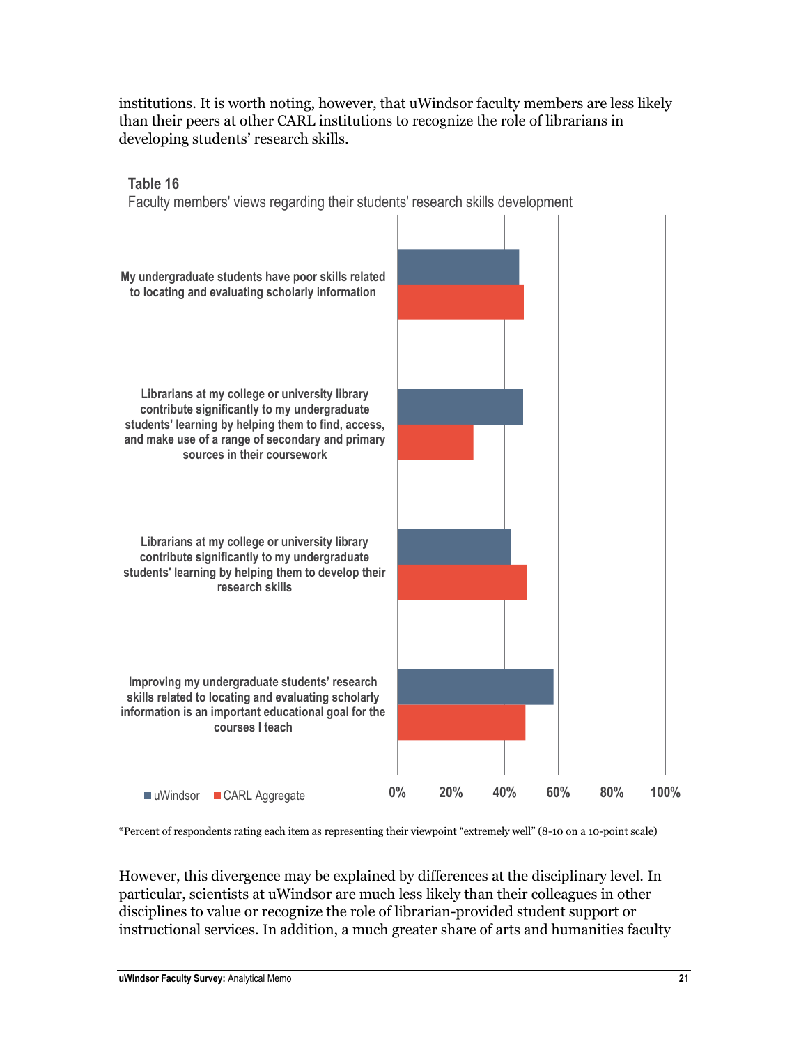institutions. It is worth noting, however, that uWindsor faculty members are less likely than their peers at other CARL institutions to recognize the role of librarians in developing students' research skills.

**Table 16**

Faculty members' views regarding their students' research skills development

| Statement | uWindsor | CARL Aggregate |
|---|---|---|
| My undergraduate students have poor skills related to locating and evaluating scholarly information | ~45% | ~47% |
| Librarians at my college or university library contribute significantly to my undergraduate students' learning by helping them to find, access, and make use of a range of secondary and primary sources in their coursework | ~47% | ~28% |
| Librarians at my college or university library contribute significantly to my undergraduate students' learning by helping them to develop their research skills | ~42% | ~48% |
| Improving my undergraduate students' research skills related to locating and evaluating scholarly information is an important educational goal for the courses I teach | ~58% | ~48% |

*Percent of respondents rating each item as representing their viewpoint "extremely well" (8-10 on a 10-point scale)

However, this divergence may be explained by differences at the disciplinary level. In particular, scientists at uWindsor are much less likely than their colleagues in other disciplines to value or recognize the role of librarian-provided student support or instructional services. In addition, a much greater share of arts and humanities faculty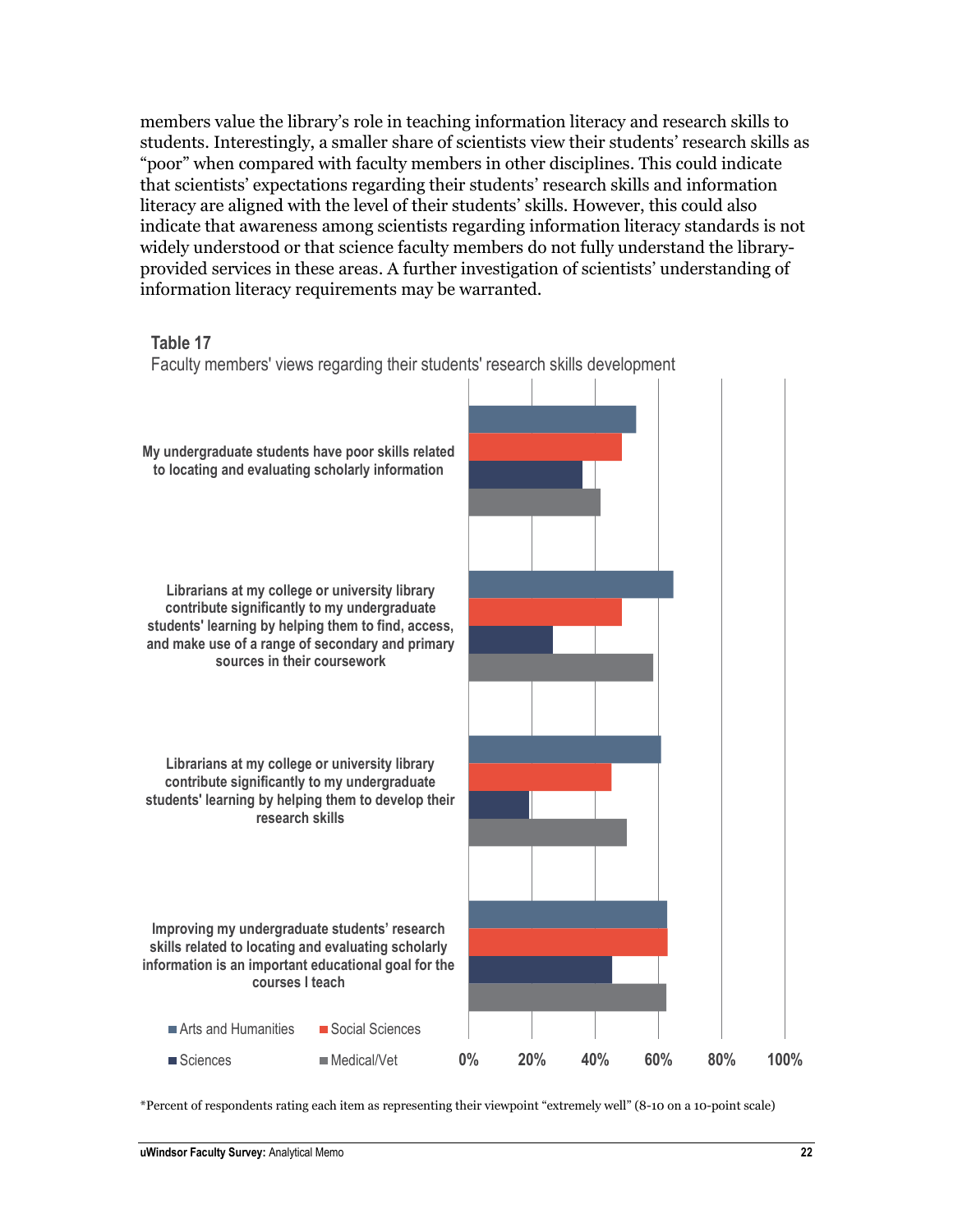members value the library's role in teaching information literacy and research skills to students. Interestingly, a smaller share of scientists view their students' research skills as "poor" when compared with faculty members in other disciplines. This could indicate that scientists' expectations regarding their students' research skills and information literacy are aligned with the level of their students' skills. However, this could also indicate that awareness among scientists regarding information literacy standards is not widely understood or that science faculty members do not fully understand the library-provided services in these areas. A further investigation of scientists' understanding of information literacy requirements may be warranted.

**Table 17**

Faculty members' views regarding their students' research skills development

My undergraduate students have poor skills related to locating and evaluating scholarly information

Librarians at my college or university library contribute significantly to my undergraduate students' learning by helping them to find, access, and make use of a range of secondary and primary sources in their coursework

Librarians at my college or university library contribute significantly to my undergraduate students' learning by helping them to develop their research skills

Improving my undergraduate students' research skills related to locating and evaluating scholarly information is an important educational goal for the courses I teach

Arts and Humanities | Social Sciences | Sciences | Medical/Vet

0% 20% 40% 60% 80% 100%

*Percent of respondents rating each item as representing their viewpoint "extremely well" (8-10 on a 10-point scale)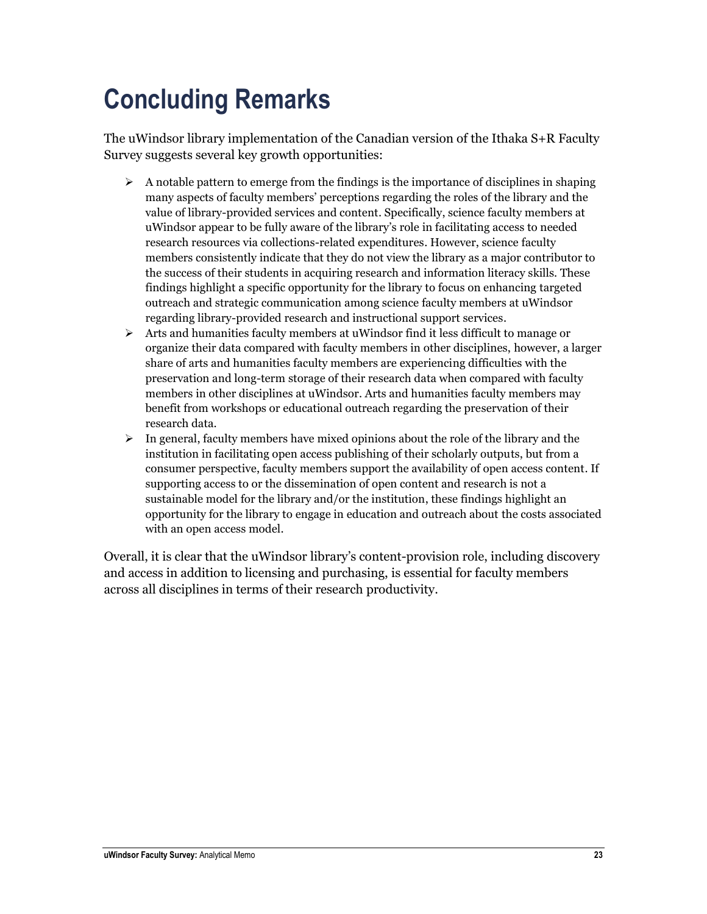# Concluding Remarks

The uWindsor library implementation of the Canadian version of the Ithaka S+R Faculty Survey suggests several key growth opportunities:

- A notable pattern to emerge from the findings is the importance of disciplines in shaping many aspects of faculty members' perceptions regarding the roles of the library and the value of library-provided services and content. Specifically, science faculty members at uWindsor appear to be fully aware of the library's role in facilitating access to needed research resources via collections-related expenditures. However, science faculty members consistently indicate that they do not view the library as a major contributor to the success of their students in acquiring research and information literacy skills. These findings highlight a specific opportunity for the library to focus on enhancing targeted outreach and strategic communication among science faculty members at uWindsor regarding library-provided research and instructional support services.
- Arts and humanities faculty members at uWindsor find it less difficult to manage or organize their data compared with faculty members in other disciplines, however, a larger share of arts and humanities faculty members are experiencing difficulties with the preservation and long-term storage of their research data when compared with faculty members in other disciplines at uWindsor. Arts and humanities faculty members may benefit from workshops or educational outreach regarding the preservation of their research data.
- In general, faculty members have mixed opinions about the role of the library and the institution in facilitating open access publishing of their scholarly outputs, but from a consumer perspective, faculty members support the availability of open access content. If supporting access to or the dissemination of open content and research is not a sustainable model for the library and/or the institution, these findings highlight an opportunity for the library to engage in education and outreach about the costs associated with an open access model.

Overall, it is clear that the uWindsor library's content-provision role, including discovery and access in addition to licensing and purchasing, is essential for faculty members across all disciplines in terms of their research productivity.